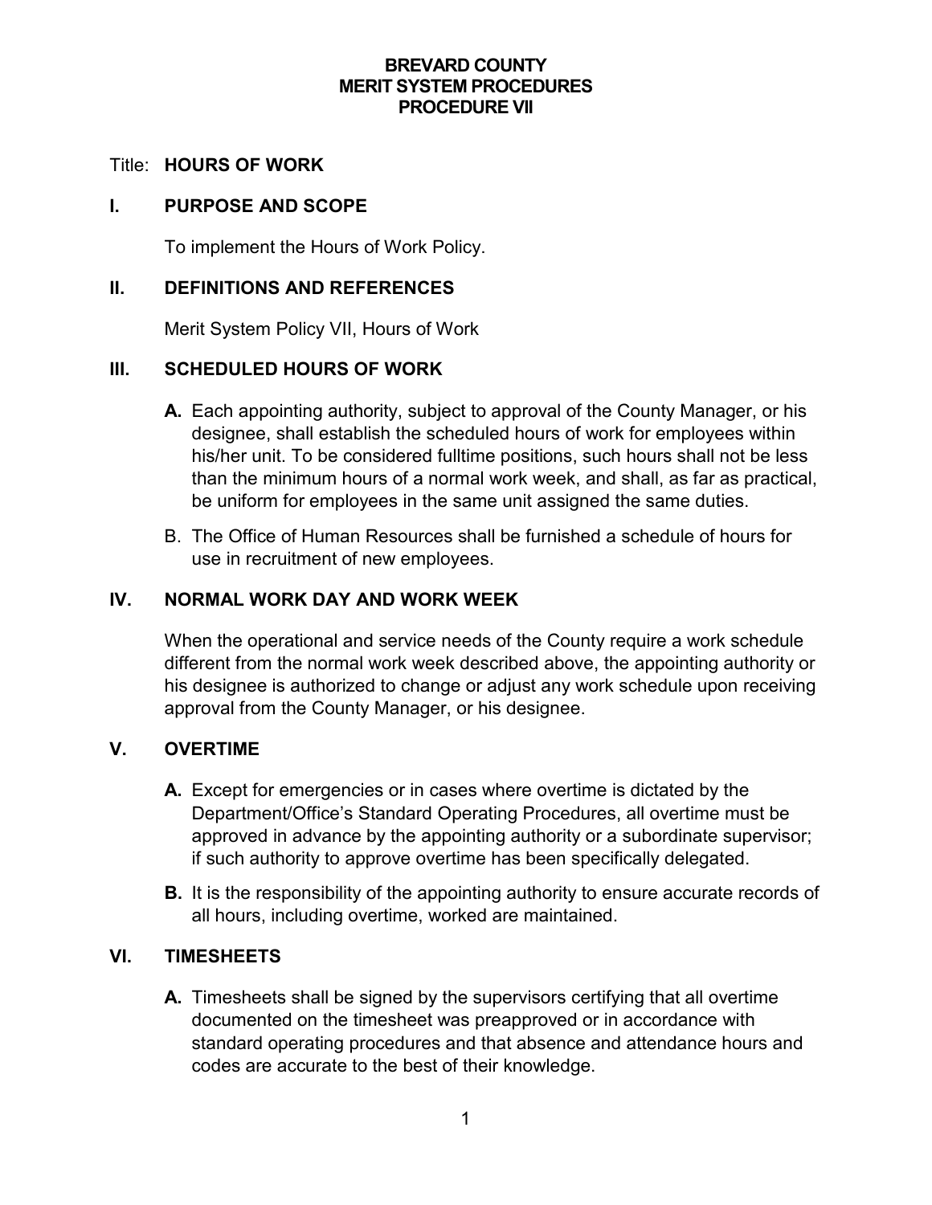**BREVARD COUNTY**
**MERIT SYSTEM PROCEDURES**
**PROCEDURE VII**

Title: **HOURS OF WORK**

## I. PURPOSE AND SCOPE

To implement the Hours of Work Policy.

## II. DEFINITIONS AND REFERENCES

Merit System Policy VII, Hours of Work

## III. SCHEDULED HOURS OF WORK

**A.** Each appointing authority, subject to approval of the County Manager, or his designee, shall establish the scheduled hours of work for employees within his/her unit. To be considered fulltime positions, such hours shall not be less than the minimum hours of a normal work week, and shall, as far as practical, be uniform for employees in the same unit assigned the same duties.

B. The Office of Human Resources shall be furnished a schedule of hours for use in recruitment of new employees.

## IV. NORMAL WORK DAY AND WORK WEEK

When the operational and service needs of the County require a work schedule different from the normal work week described above, the appointing authority or his designee is authorized to change or adjust any work schedule upon receiving approval from the County Manager, or his designee.

## V. OVERTIME

**A.** Except for emergencies or in cases where overtime is dictated by the Department/Office's Standard Operating Procedures, all overtime must be approved in advance by the appointing authority or a subordinate supervisor; if such authority to approve overtime has been specifically delegated.

**B.** It is the responsibility of the appointing authority to ensure accurate records of all hours, including overtime, worked are maintained.

## VI. TIMESHEETS

**A.** Timesheets shall be signed by the supervisors certifying that all overtime documented on the timesheet was preapproved or in accordance with standard operating procedures and that absence and attendance hours and codes are accurate to the best of their knowledge.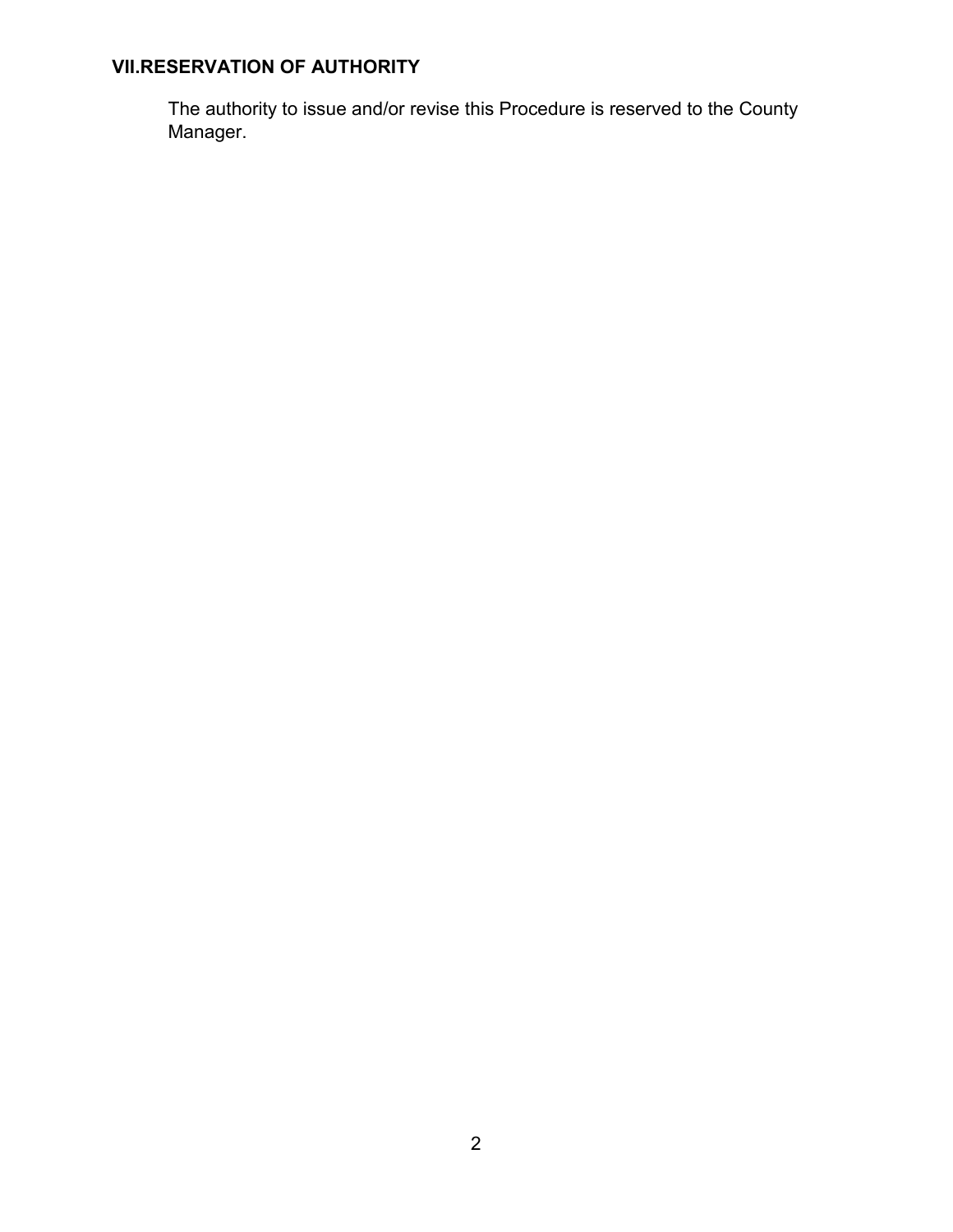## VII. RESERVATION OF AUTHORITY

The authority to issue and/or revise this Procedure is reserved to the County Manager.